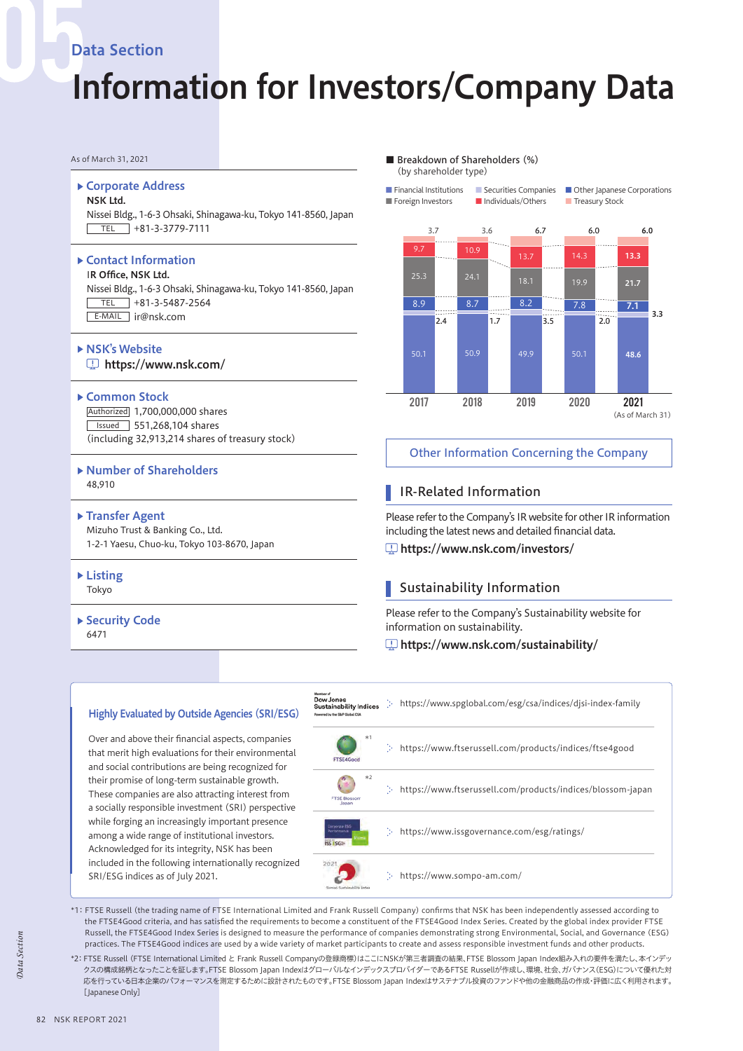Data Section

# Information for Investors/Company Data

As of March 31, 2021

### Corporate Address

**NSK Ltd.**
Nissei Bldg., 1-6-3 Ohsaki, Shinagawa-ku, Tokyo 141-8560, Japan
TEL +81-3-3779-7111

### Contact Information

**IR Office, NSK Ltd.**
Nissei Bldg., 1-6-3 Ohsaki, Shinagawa-ku, Tokyo 141-8560, Japan
TEL +81-3-5487-2564
E-MAIL ir@nsk.com

### NSK's Website

**https://www.nsk.com/**

### Common Stock

Authorized 1,700,000,000 shares
Issued 551,268,104 shares
(including 32,913,214 shares of treasury stock)

### Number of Shareholders

48,910

### Transfer Agent

Mizuho Trust & Banking Co., Ltd.
1-2-1 Yaesu, Chuo-ku, Tokyo 103-8670, Japan

### Listing

Tokyo

### Security Code

6471

### Breakdown of Shareholders (%)
(by shareholder type)

| | 2017 | 2018 | 2019 | 2020 | 2021 |
|---|---|---|---|---|---|
| Financial Institutions | 50.1 | 50.9 | 49.9 | 50.1 | 48.6 |
| Securities Companies | 2.4 | 1.7 | 3.5 | 2.0 | 3.3 |
| Other Japanese Corporations | 8.9 | 8.7 | 8.2 | 7.8 | 7.1 |
| Foreign Investors | 25.3 | 24.1 | 18.1 | 19.9 | 21.7 |
| Individuals/Others | 9.7 | 10.9 | 13.7 | 14.3 | 13.3 |
| Treasury Stock | 3.7 | 3.6 | 6.7 | 6.0 | 6.0 |

(As of March 31)

## Other Information Concerning the Company

### IR-Related Information

Please refer to the Company's IR website for other IR information including the latest news and detailed financial data.

**https://www.nsk.com/investors/**

### Sustainability Information

Please refer to the Company's Sustainability website for information on sustainability.

**https://www.nsk.com/sustainability/**

### Highly Evaluated by Outside Agencies (SRI/ESG)

Over and above their financial aspects, companies that merit high evaluations for their environmental and social contributions are being recognized for their promise of long-term sustainable growth. These companies are also attracting interest from a socially responsible investment (SRI) perspective while forging an increasingly important presence among a wide range of institutional investors. Acknowledged for its integrity, NSK has been included in the following internationally recognized SRI/ESG indices as of July 2021.

- Dow Jones Sustainability Indices: https://www.spglobal.com/esg/csa/indices/djsi-index-family
- FTSE4Good *1: https://www.ftserussell.com/products/indices/ftse4good
- FTSE Blossom Japan *2: https://www.ftserussell.com/products/indices/blossom-japan
- ISS ESG: https://www.issgovernance.com/esg/ratings/
- Sompo Sustainability Index 2021: https://www.sompo-am.com/

*1: FTSE Russell (the trading name of FTSE International Limited and Frank Russell Company) confirms that NSK has been independently assessed according to the FTSE4Good criteria, and has satisfied the requirements to become a constituent of the FTSE4Good Index Series. Created by the global index provider FTSE Russell, the FTSE4Good Index Series is designed to measure the performance of companies demonstrating strong Environmental, Social, and Governance (ESG) practices. The FTSE4Good indices are used by a wide variety of market participants to create and assess responsible investment funds and other products.

*2: FTSE Russell (FTSE International Limited と Frank Russell Companyの登録商標)はここにNSKが第三者調査の結果、FTSE Blossom Japan Index組み入れの要件を満たし、本インデックスの構成銘柄となったことを証します。FTSE Blossom Japan Indexはグローバルなインデックスプロバイダーである FTSE Russellが作成し、環境、社会、ガバナンス(ESG)について優れた対応を行っている日本企業のパフォーマンスを測定するために設計されたものです。FTSE Blossom Japan Indexはサステナブル投資のファンドや他の金融商品の作成・評価に広く利用されます。[Japanese Only]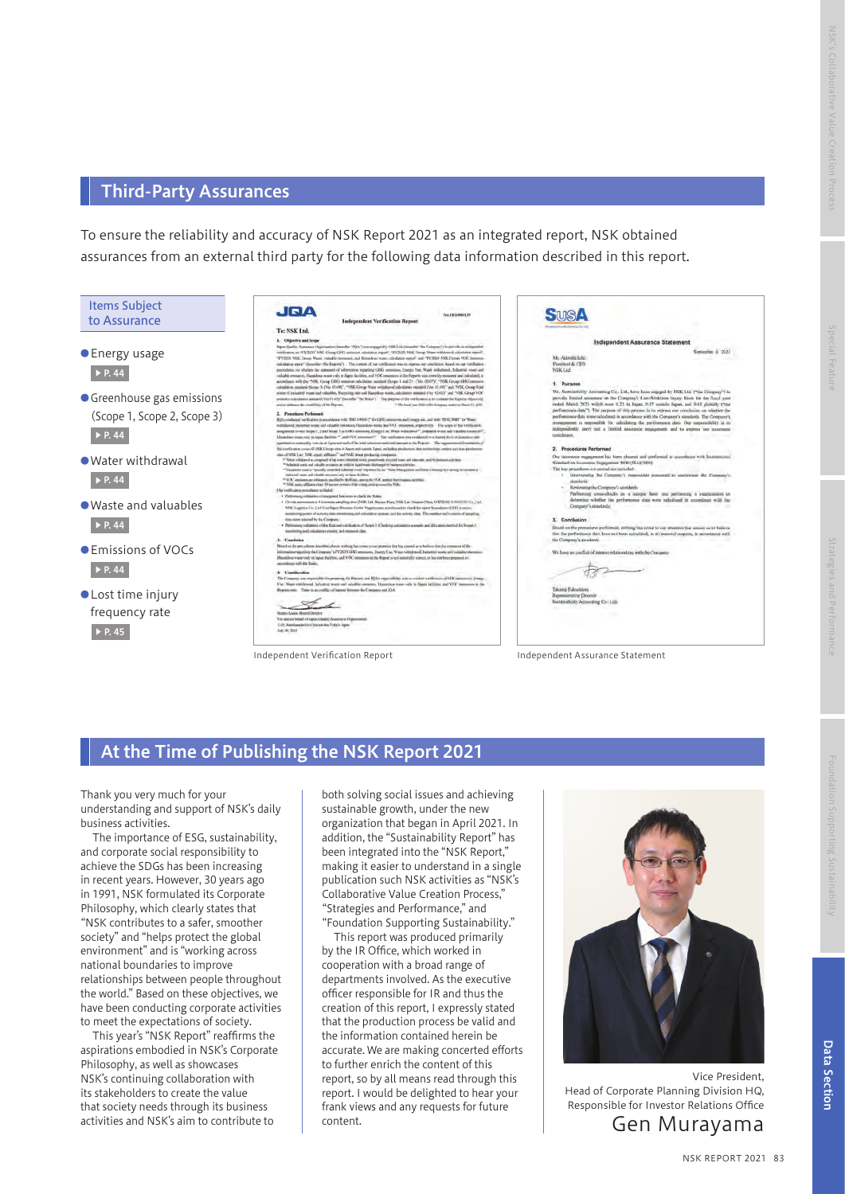## Third-Party Assurances

To ensure the reliability and accuracy of NSK Report 2021 as an integrated report, NSK obtained assurances from an external third party for the following data information described in this report.

### Items Subject to Assurance

- Energy usage ▶ P. 44
- Greenhouse gas emissions (Scope 1, Scope 2, Scope 3) ▶ P. 44
- Water withdrawal ▶ P. 44
- Waste and valuables ▶ P. 44
- Emissions of VOCs ▶ P. 44
- Lost time injury frequency rate ▶ P. 45

Independent Verification Report

Independent Assurance Statement

## At the Time of Publishing the NSK Report 2021

Thank you very much for your understanding and support of NSK's daily business activities.

The importance of ESG, sustainability, and corporate social responsibility to achieve the SDGs has been increasing in recent years. However, 30 years ago in 1991, NSK formulated its Corporate Philosophy, which clearly states that "NSK contributes to a safer, smoother society" and "helps protect the global environment" and is "working across national boundaries to improve relationships between people throughout the world." Based on these objectives, we have been conducting corporate activities to meet the expectations of society.

This year's "NSK Report" reaffirms the aspirations embodied in NSK's Corporate Philosophy, as well as showcases NSK's continuing collaboration with its stakeholders to create the value that society needs through its business activities and NSK's aim to contribute to both solving social issues and achieving sustainable growth, under the new organization that began in April 2021. In addition, the "Sustainability Report" has been integrated into the "NSK Report," making it easier to understand in a single publication such NSK activities as "NSK's Collaborative Value Creation Process," "Strategies and Performance," and "Foundation Supporting Sustainability."

This report was produced primarily by the IR Office, which worked in cooperation with a broad range of departments involved. As the executive officer responsible for IR and thus the creation of this report, I expressly stated that the production process be valid and the information contained herein be accurate. We are making concerted efforts to further enrich the content of this report, so by all means read through this report. I would be delighted to hear your frank views and any requests for future content.

Vice President,
Head of Corporate Planning Division HQ,
Responsible for Investor Relations Office

Gen Murayama